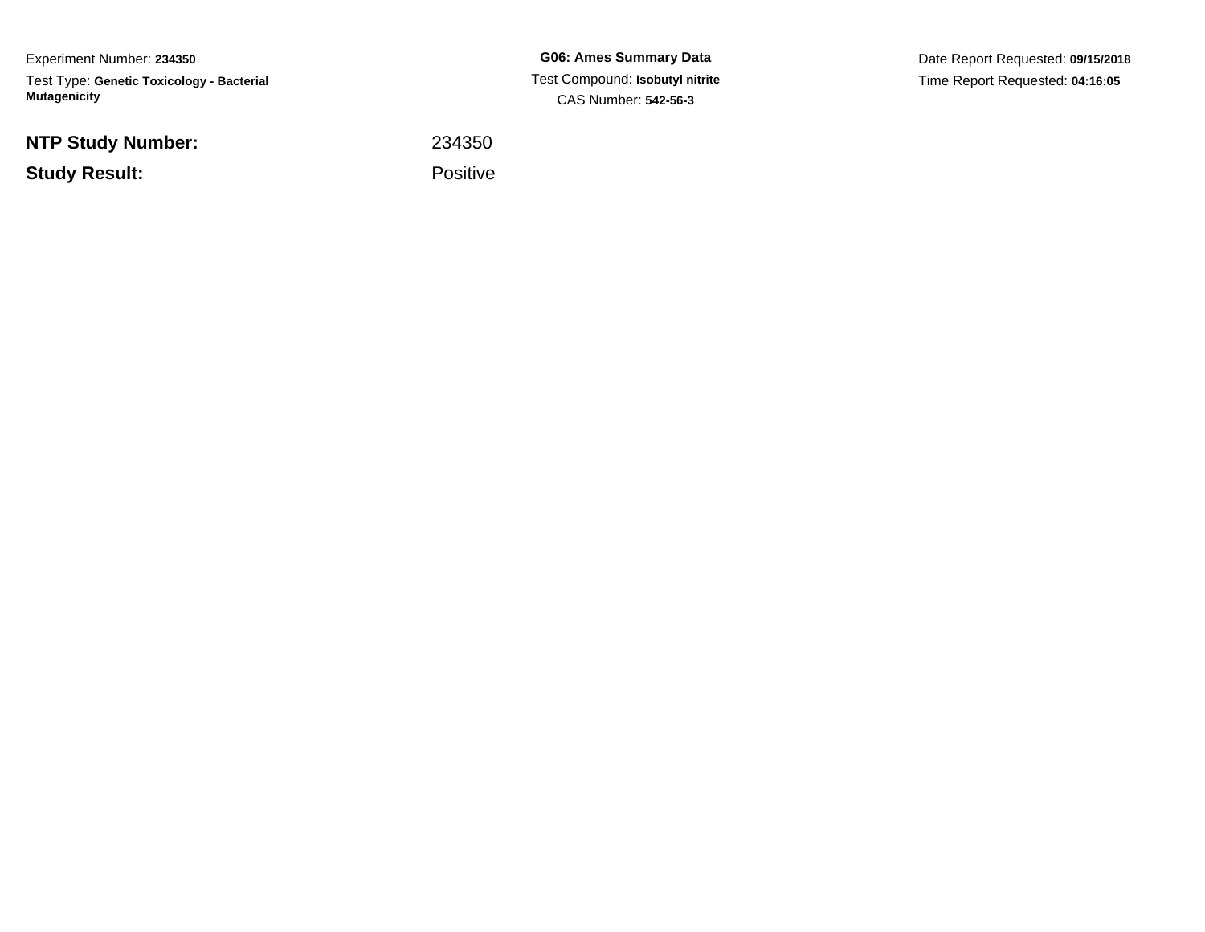Experiment Number: **234350**

Test Type: **Genetic Toxicology - Bacterial Mutagenicity**

**G06: Ames Summary Data**

Test Compound: **Isobutyl nitrite**

CAS Number: **542-56-3**

Date Report Requested: **09/15/2018**

Time Report Requested: **04:16:05**

| | |
|---|---|
| **NTP Study Number:** | 234350 |
| **Study Result:** | Positive |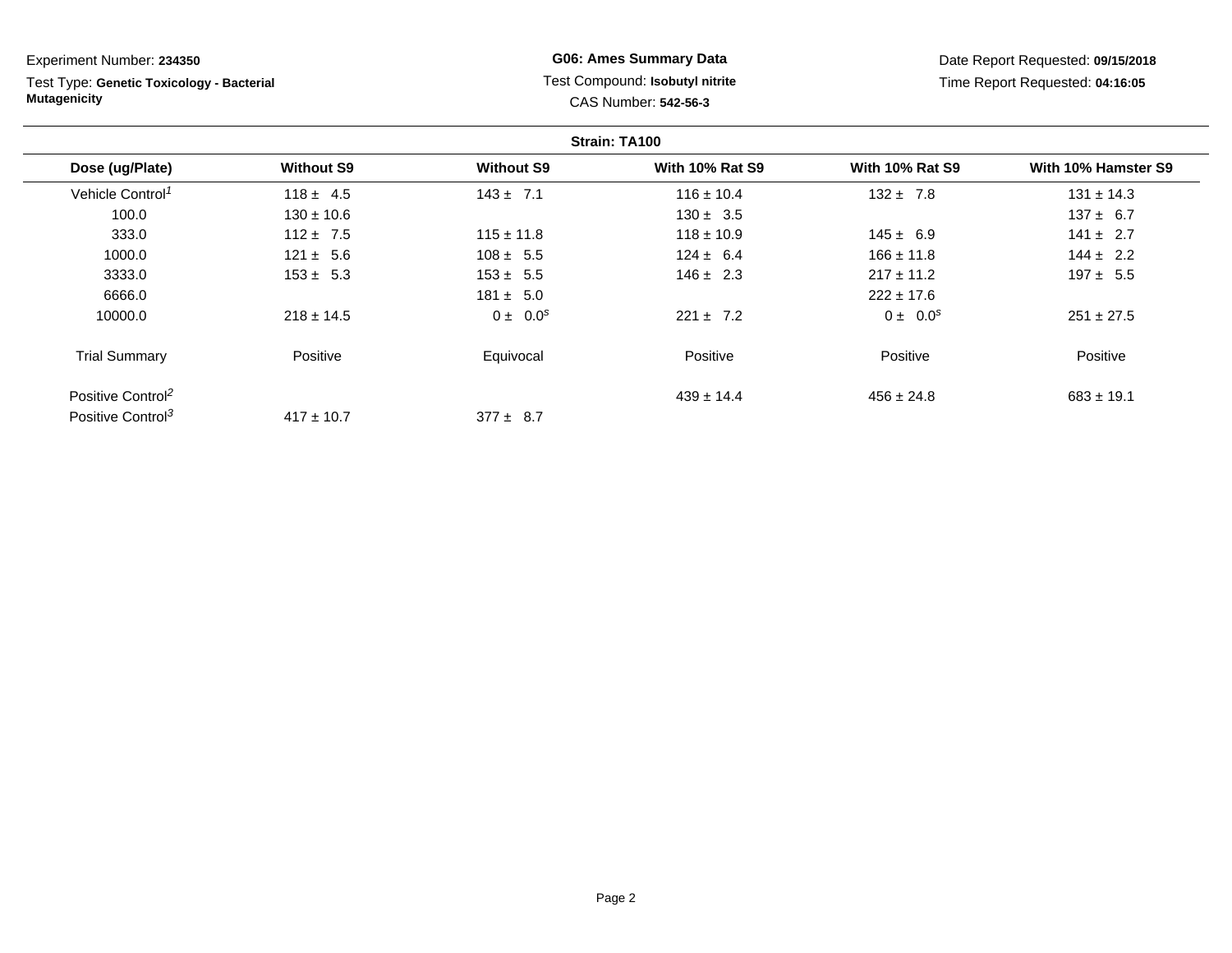Experiment Number: **234350**

Test Type: **Genetic Toxicology - Bacterial Mutagenicity**

**G06: Ames Summary Data**

Test Compound: **Isobutyl nitrite**

CAS Number: **542-56-3**

Date Report Requested: **09/15/2018**

Time Report Requested: **04:16:05**

**Strain: TA100**

| Dose (ug/Plate) | Without S9 | Without S9 | With 10% Rat S9 | With 10% Rat S9 | With 10% Hamster S9 |
|---|---|---|---|---|---|
| Vehicle Control[1] | 118 ± 4.5 | 143 ± 7.1 | 116 ± 10.4 | 132 ± 7.8 | 131 ± 14.3 |
| 100.0 | 130 ± 10.6 | | 130 ± 3.5 | | 137 ± 6.7 |
| 333.0 | 112 ± 7.5 | 115 ± 11.8 | 118 ± 10.9 | 145 ± 6.9 | 141 ± 2.7 |
| 1000.0 | 121 ± 5.6 | 108 ± 5.5 | 124 ± 6.4 | 166 ± 11.8 | 144 ± 2.2 |
| 3333.0 | 153 ± 5.3 | 153 ± 5.5 | 146 ± 2.3 | 217 ± 11.2 | 197 ± 5.5 |
| 6666.0 | | 181 ± 5.0 | | 222 ± 17.6 | |
| 10000.0 | 218 ± 14.5 | 0 ± 0.0[s] | 221 ± 7.2 | 0 ± 0.0[s] | 251 ± 27.5 |
| Trial Summary | Positive | Equivocal | Positive | Positive | Positive |
| Positive Control[2] | | | 439 ± 14.4 | 456 ± 24.8 | 683 ± 19.1 |
| Positive Control[3] | 417 ± 10.7 | 377 ± 8.7 | | | |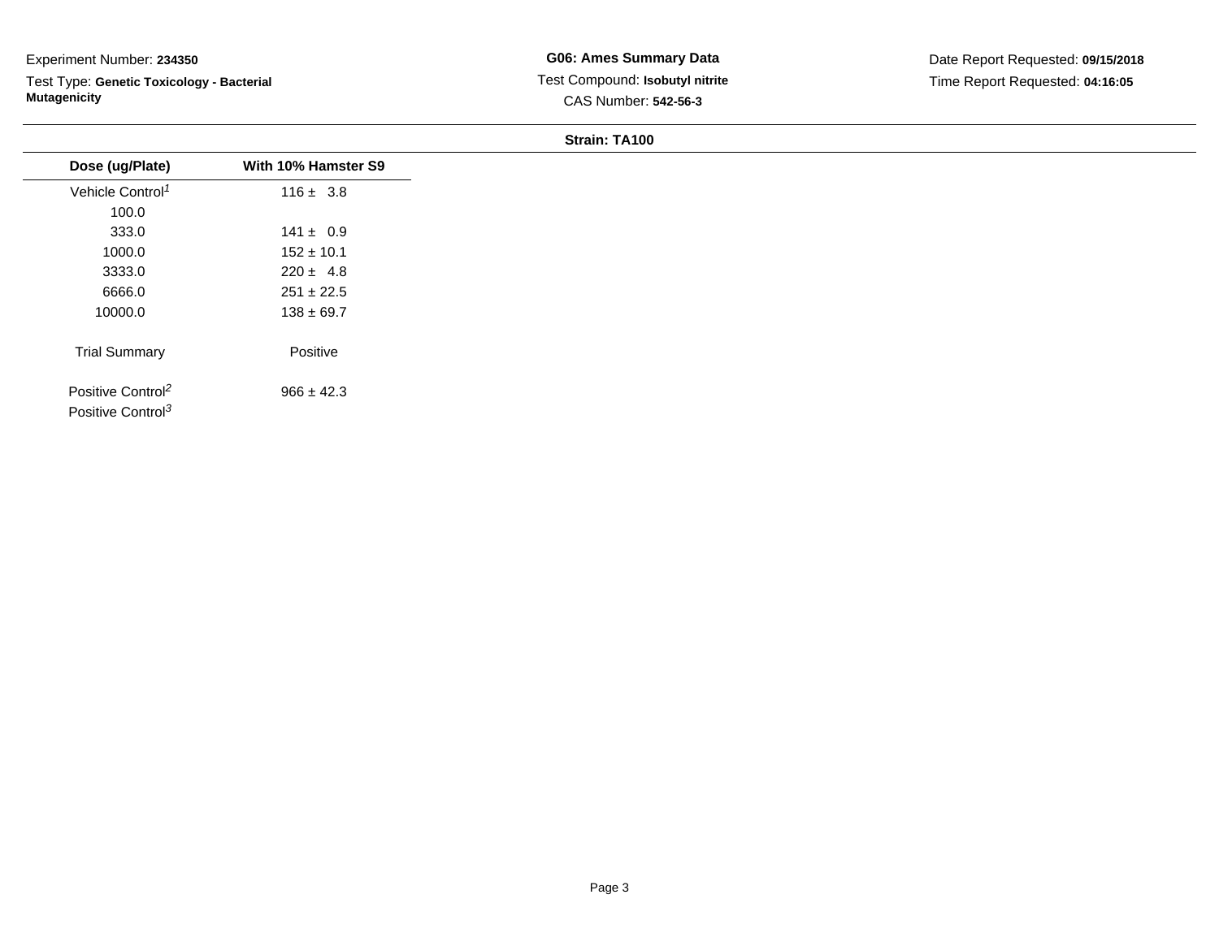Experiment Number: **234350**

Test Type: **Genetic Toxicology - Bacterial Mutagenicity**

**G06: Ames Summary Data**

Test Compound: **Isobutyl nitrite**

CAS Number: **542-56-3**

Date Report Requested: **09/15/2018**

Time Report Requested: **04:16:05**

**Strain: TA100**

| Dose (ug/Plate) | With 10% Hamster S9 |
|---|---|
| Vehicle Control[1] | 116 ± 3.8 |
| 100.0 | |
| 333.0 | 141 ± 0.9 |
| 1000.0 | 152 ± 10.1 |
| 3333.0 | 220 ± 4.8 |
| 6666.0 | 251 ± 22.5 |
| 10000.0 | 138 ± 69.7 |
| Trial Summary | Positive |
| Positive Control[2] | 966 ± 42.3 |
| Positive Control[3] | |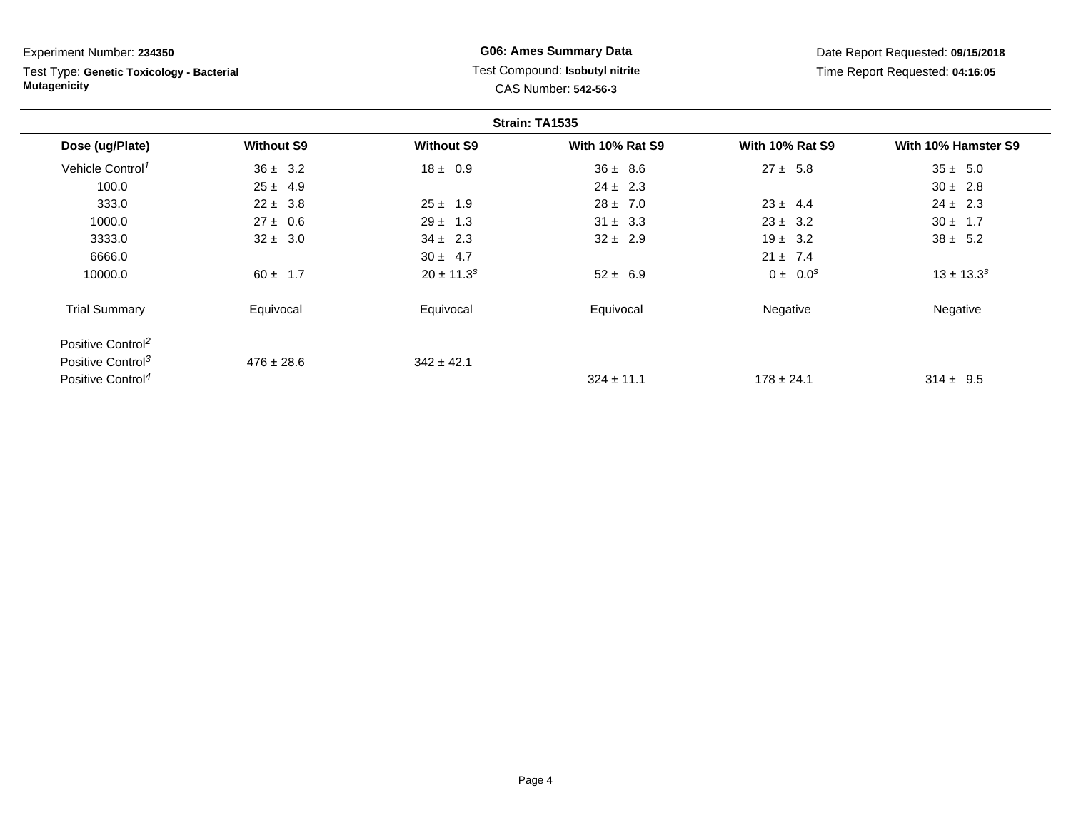Experiment Number: **234350**

Test Type: **Genetic Toxicology - Bacterial Mutagenicity**

**G06: Ames Summary Data**

Test Compound: **Isobutyl nitrite**

CAS Number: **542-56-3**

Date Report Requested: **09/15/2018**

Time Report Requested: **04:16:05**

**Strain: TA1535**

| Dose (ug/Plate) | Without S9 | Without S9 | With 10% Rat S9 | With 10% Rat S9 | With 10% Hamster S9 |
|---|---|---|---|---|---|
| Vehicle Control[1] | 36 ± 3.2 | 18 ± 0.9 | 36 ± 8.6 | 27 ± 5.8 | 35 ± 5.0 |
| 100.0 | 25 ± 4.9 | | 24 ± 2.3 | | 30 ± 2.8 |
| 333.0 | 22 ± 3.8 | 25 ± 1.9 | 28 ± 7.0 | 23 ± 4.4 | 24 ± 2.3 |
| 1000.0 | 27 ± 0.6 | 29 ± 1.3 | 31 ± 3.3 | 23 ± 3.2 | 30 ± 1.7 |
| 3333.0 | 32 ± 3.0 | 34 ± 2.3 | 32 ± 2.9 | 19 ± 3.2 | 38 ± 5.2 |
| 6666.0 | | 30 ± 4.7 | | 21 ± 7.4 | |
| 10000.0 | 60 ± 1.7 | 20 ± 11.3[s] | 52 ± 6.9 | 0 ± 0.0[s] | 13 ± 13.3[s] |
| Trial Summary | Equivocal | Equivocal | Equivocal | Negative | Negative |
| Positive Control[2] | | | | | |
| Positive Control[3] | 476 ± 28.6 | 342 ± 42.1 | | | |
| Positive Control[4] | | | 324 ± 11.1 | 178 ± 24.1 | 314 ± 9.5 |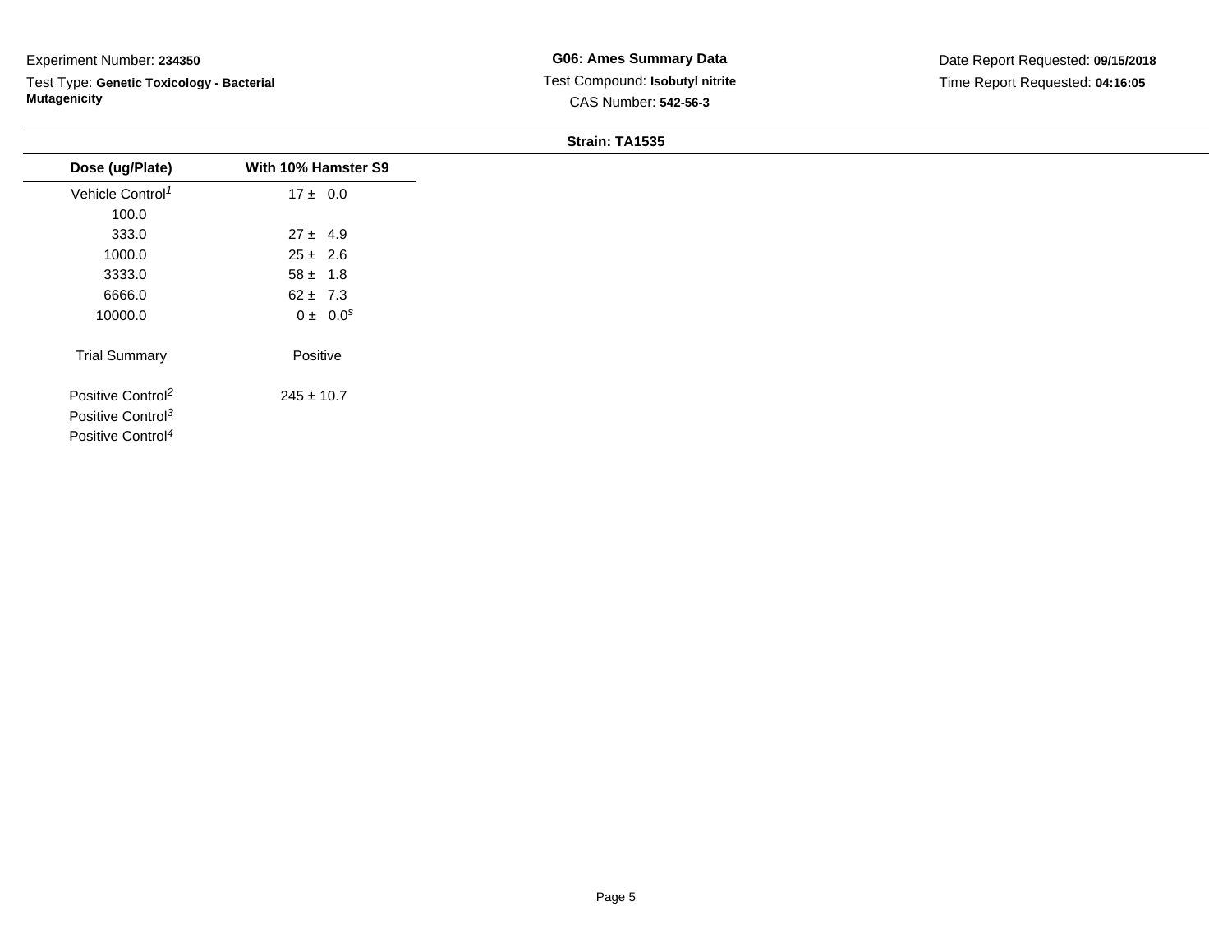Experiment Number: **234350**

Test Type: **Genetic Toxicology - Bacterial Mutagenicity**

**G06: Ames Summary Data**

Test Compound: **Isobutyl nitrite**

CAS Number: **542-56-3**

Date Report Requested: **09/15/2018**

Time Report Requested: **04:16:05**

**Strain: TA1535**

| Dose (ug/Plate) | With 10% Hamster S9 |
|---|---|
| Vehicle Control[1] | 17 ± 0.0 |
| 100.0 | |
| 333.0 | 27 ± 4.9 |
| 1000.0 | 25 ± 2.6 |
| 3333.0 | 58 ± 1.8 |
| 6666.0 | 62 ± 7.3 |
| 10000.0 | 0 ± 0.0[s] |
| Trial Summary | Positive |
| Positive Control[2] | 245 ± 10.7 |
| Positive Control[3] | |
| Positive Control[4] | |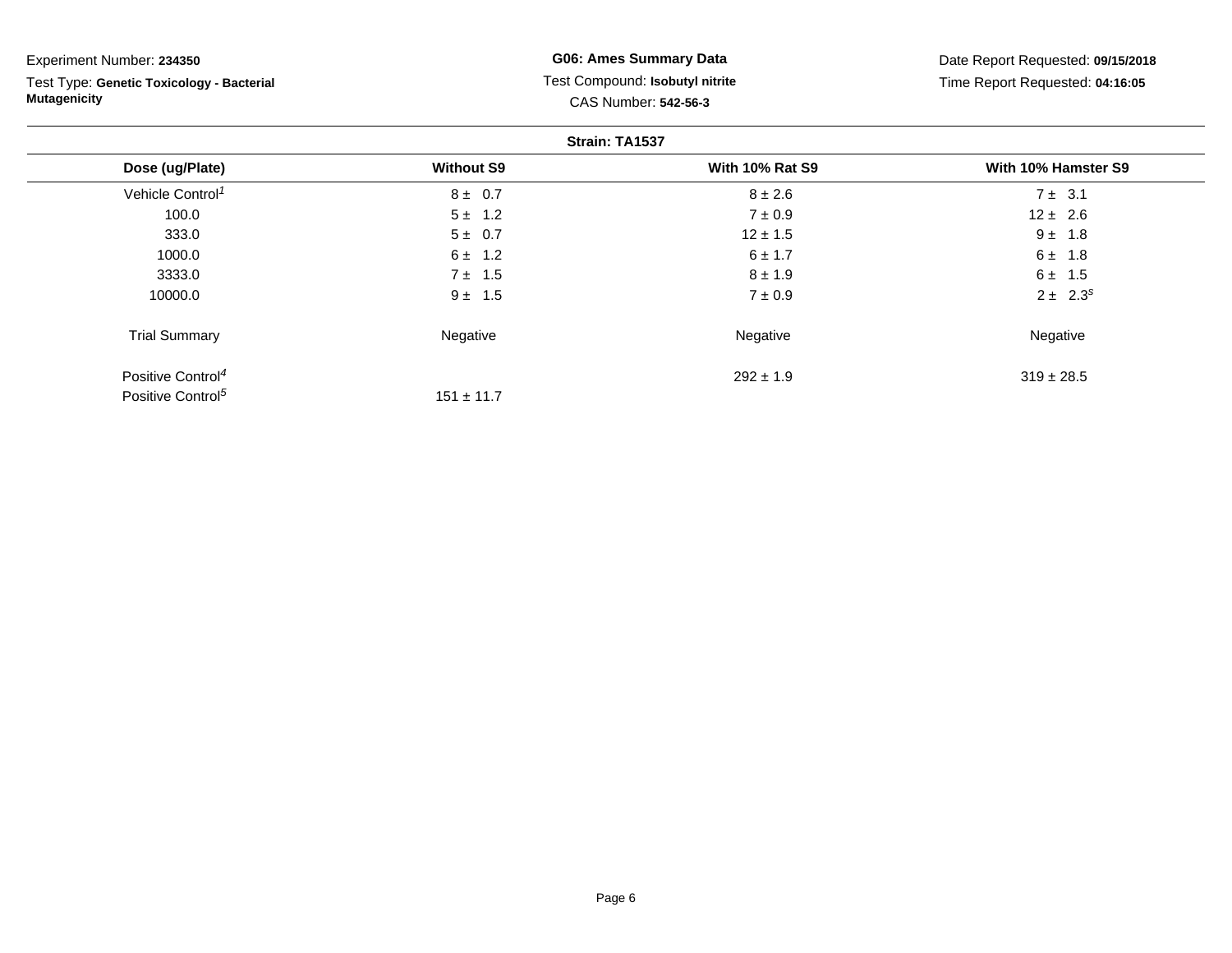Experiment Number: **234350**

Test Type: **Genetic Toxicology - Bacterial Mutagenicity**

**G06: Ames Summary Data**

Test Compound: **Isobutyl nitrite**

CAS Number: **542-56-3**

Date Report Requested: **09/15/2018**

Time Report Requested: **04:16:05**

**Strain: TA1537**

| Dose (ug/Plate) | Without S9 | With 10% Rat S9 | With 10% Hamster S9 |
|---|---|---|---|
| Vehicle Control[1] | 8 ± 0.7 | 8 ± 2.6 | 7 ± 3.1 |
| 100.0 | 5 ± 1.2 | 7 ± 0.9 | 12 ± 2.6 |
| 333.0 | 5 ± 0.7 | 12 ± 1.5 | 9 ± 1.8 |
| 1000.0 | 6 ± 1.2 | 6 ± 1.7 | 6 ± 1.8 |
| 3333.0 | 7 ± 1.5 | 8 ± 1.9 | 6 ± 1.5 |
| 10000.0 | 9 ± 1.5 | 7 ± 0.9 | 2 ± 2.3[s] |
| Trial Summary | Negative | Negative | Negative |
| Positive Control[4] | | 292 ± 1.9 | 319 ± 28.5 |
| Positive Control[5] | 151 ± 11.7 | | |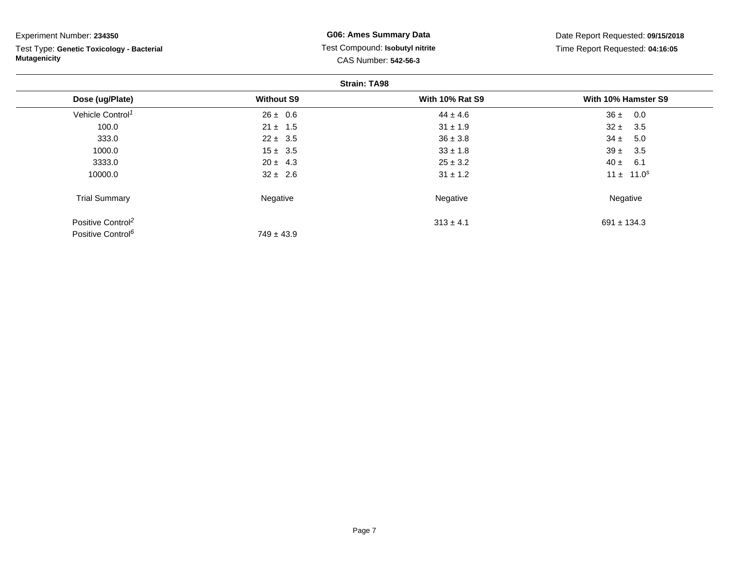Experiment Number: **234350**

Test Type: **Genetic Toxicology - Bacterial Mutagenicity**

**G06: Ames Summary Data**

Test Compound: **Isobutyl nitrite**

CAS Number: **542-56-3**

Date Report Requested: **09/15/2018**

Time Report Requested: **04:16:05**

**Strain: TA98**

| Dose (ug/Plate) | Without S9 | With 10% Rat S9 | With 10% Hamster S9 |
|---|---|---|---|
| Vehicle Control[1] | 26 ± 0.6 | 44 ± 4.6 | 36 ± 0.0 |
| 100.0 | 21 ± 1.5 | 31 ± 1.9 | 32 ± 3.5 |
| 333.0 | 22 ± 3.5 | 36 ± 3.8 | 34 ± 5.0 |
| 1000.0 | 15 ± 3.5 | 33 ± 1.8 | 39 ± 3.5 |
| 3333.0 | 20 ± 4.3 | 25 ± 3.2 | 40 ± 6.1 |
| 10000.0 | 32 ± 2.6 | 31 ± 1.2 | 11 ± 11.0[s] |
| Trial Summary | Negative | Negative | Negative |
| Positive Control[2] | | 313 ± 4.1 | 691 ± 134.3 |
| Positive Control[6] | 749 ± 43.9 | | |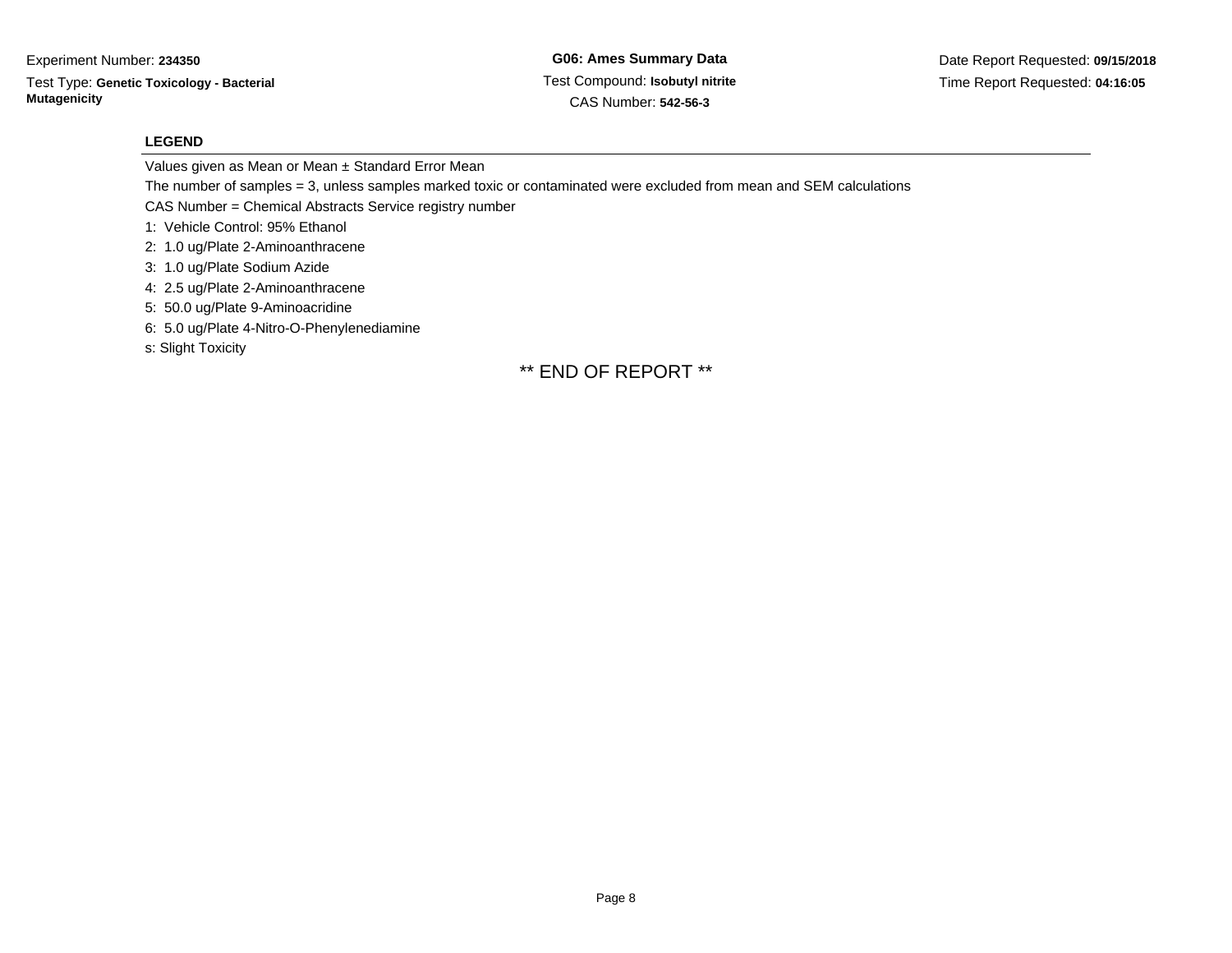**LEGEND**

Values given as Mean or Mean ± Standard Error Mean

The number of samples = 3, unless samples marked toxic or contaminated were excluded from mean and SEM calculations

CAS Number = Chemical Abstracts Service registry number

1: Vehicle Control: 95% Ethanol

2: 1.0 ug/Plate 2-Aminoanthracene

3: 1.0 ug/Plate Sodium Azide

4: 2.5 ug/Plate 2-Aminoanthracene

5: 50.0 ug/Plate 9-Aminoacridine

6: 5.0 ug/Plate 4-Nitro-O-Phenylenediamine

s: Slight Toxicity

** END OF REPORT **